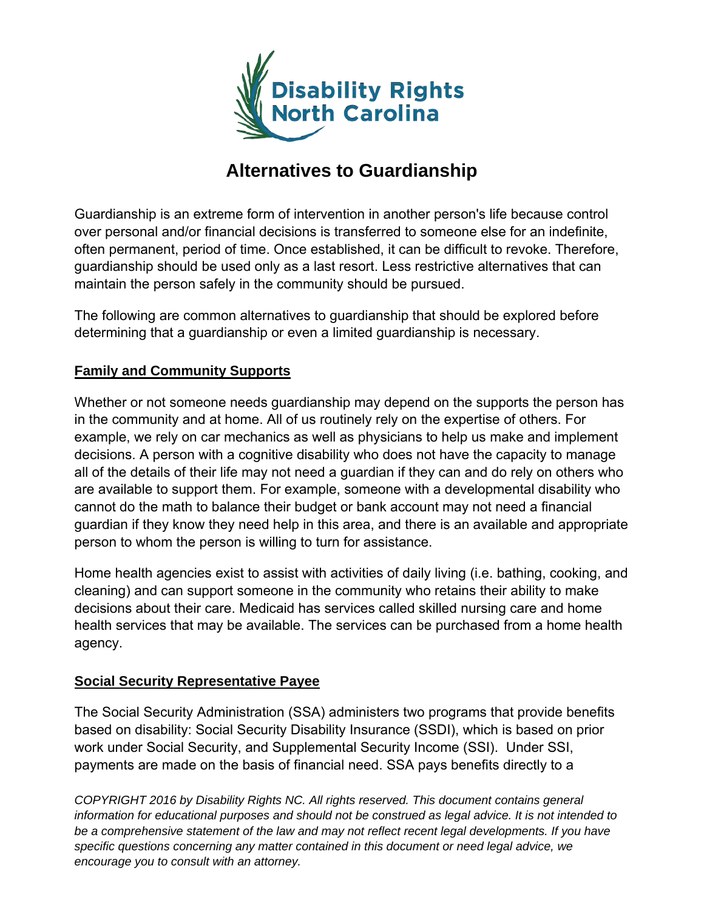Disability Rights North Carolina

# Alternatives to Guardianship

Guardianship is an extreme form of intervention in another person's life because control over personal and/or financial decisions is transferred to someone else for an indefinite, often permanent, period of time. Once established, it can be difficult to revoke. Therefore, guardianship should be used only as a last resort. Less restrictive alternatives that can maintain the person safely in the community should be pursued.

The following are common alternatives to guardianship that should be explored before determining that a guardianship or even a limited guardianship is necessary.

## Family and Community Supports

Whether or not someone needs guardianship may depend on the supports the person has in the community and at home. All of us routinely rely on the expertise of others. For example, we rely on car mechanics as well as physicians to help us make and implement decisions. A person with a cognitive disability who does not have the capacity to manage all of the details of their life may not need a guardian if they can and do rely on others who are available to support them. For example, someone with a developmental disability who cannot do the math to balance their budget or bank account may not need a financial guardian if they know they need help in this area, and there is an available and appropriate person to whom the person is willing to turn for assistance.

Home health agencies exist to assist with activities of daily living (i.e. bathing, cooking, and cleaning) and can support someone in the community who retains their ability to make decisions about their care. Medicaid has services called skilled nursing care and home health services that may be available. The services can be purchased from a home health agency.

## Social Security Representative Payee

The Social Security Administration (SSA) administers two programs that provide benefits based on disability: Social Security Disability Insurance (SSDI), which is based on prior work under Social Security, and Supplemental Security Income (SSI). Under SSI, payments are made on the basis of financial need. SSA pays benefits directly to a

*COPYRIGHT 2016 by Disability Rights NC. All rights reserved. This document contains general information for educational purposes and should not be construed as legal advice. It is not intended to be a comprehensive statement of the law and may not reflect recent legal developments. If you have specific questions concerning any matter contained in this document or need legal advice, we encourage you to consult with an attorney.*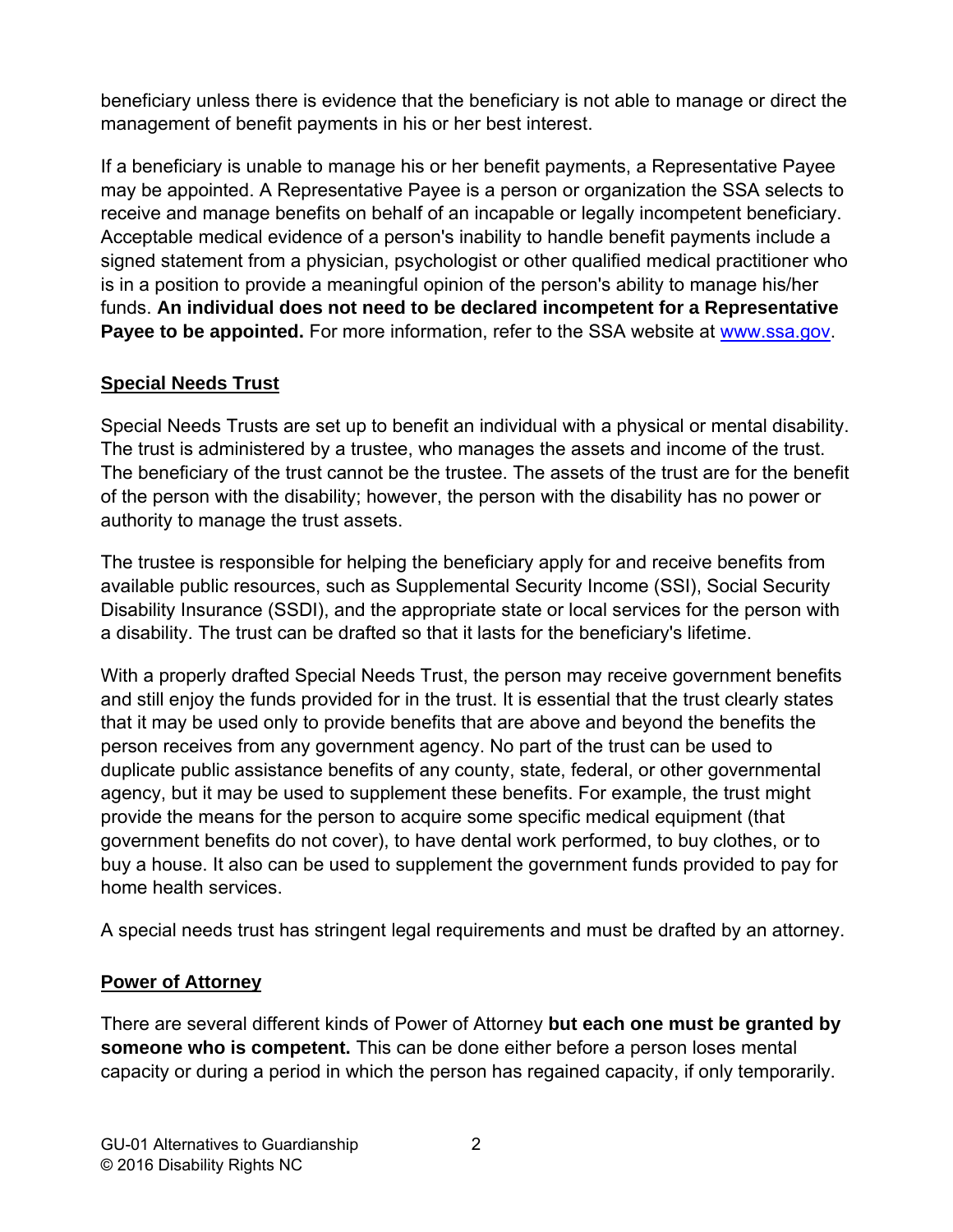beneficiary unless there is evidence that the beneficiary is not able to manage or direct the management of benefit payments in his or her best interest.

If a beneficiary is unable to manage his or her benefit payments, a Representative Payee may be appointed. A Representative Payee is a person or organization the SSA selects to receive and manage benefits on behalf of an incapable or legally incompetent beneficiary. Acceptable medical evidence of a person's inability to handle benefit payments include a signed statement from a physician, psychologist or other qualified medical practitioner who is in a position to provide a meaningful opinion of the person's ability to manage his/her funds. **An individual does not need to be declared incompetent for a Representative Payee to be appointed.** For more information, refer to the SSA website at [www.ssa.gov](http://www.ssa.gov).

## Special Needs Trust

Special Needs Trusts are set up to benefit an individual with a physical or mental disability. The trust is administered by a trustee, who manages the assets and income of the trust. The beneficiary of the trust cannot be the trustee. The assets of the trust are for the benefit of the person with the disability; however, the person with the disability has no power or authority to manage the trust assets.

The trustee is responsible for helping the beneficiary apply for and receive benefits from available public resources, such as Supplemental Security Income (SSI), Social Security Disability Insurance (SSDI), and the appropriate state or local services for the person with a disability. The trust can be drafted so that it lasts for the beneficiary's lifetime.

With a properly drafted Special Needs Trust, the person may receive government benefits and still enjoy the funds provided for in the trust. It is essential that the trust clearly states that it may be used only to provide benefits that are above and beyond the benefits the person receives from any government agency. No part of the trust can be used to duplicate public assistance benefits of any county, state, federal, or other governmental agency, but it may be used to supplement these benefits. For example, the trust might provide the means for the person to acquire some specific medical equipment (that government benefits do not cover), to have dental work performed, to buy clothes, or to buy a house. It also can be used to supplement the government funds provided to pay for home health services.

A special needs trust has stringent legal requirements and must be drafted by an attorney.

## Power of Attorney

There are several different kinds of Power of Attorney **but each one must be granted by someone who is competent.** This can be done either before a person loses mental capacity or during a period in which the person has regained capacity, if only temporarily.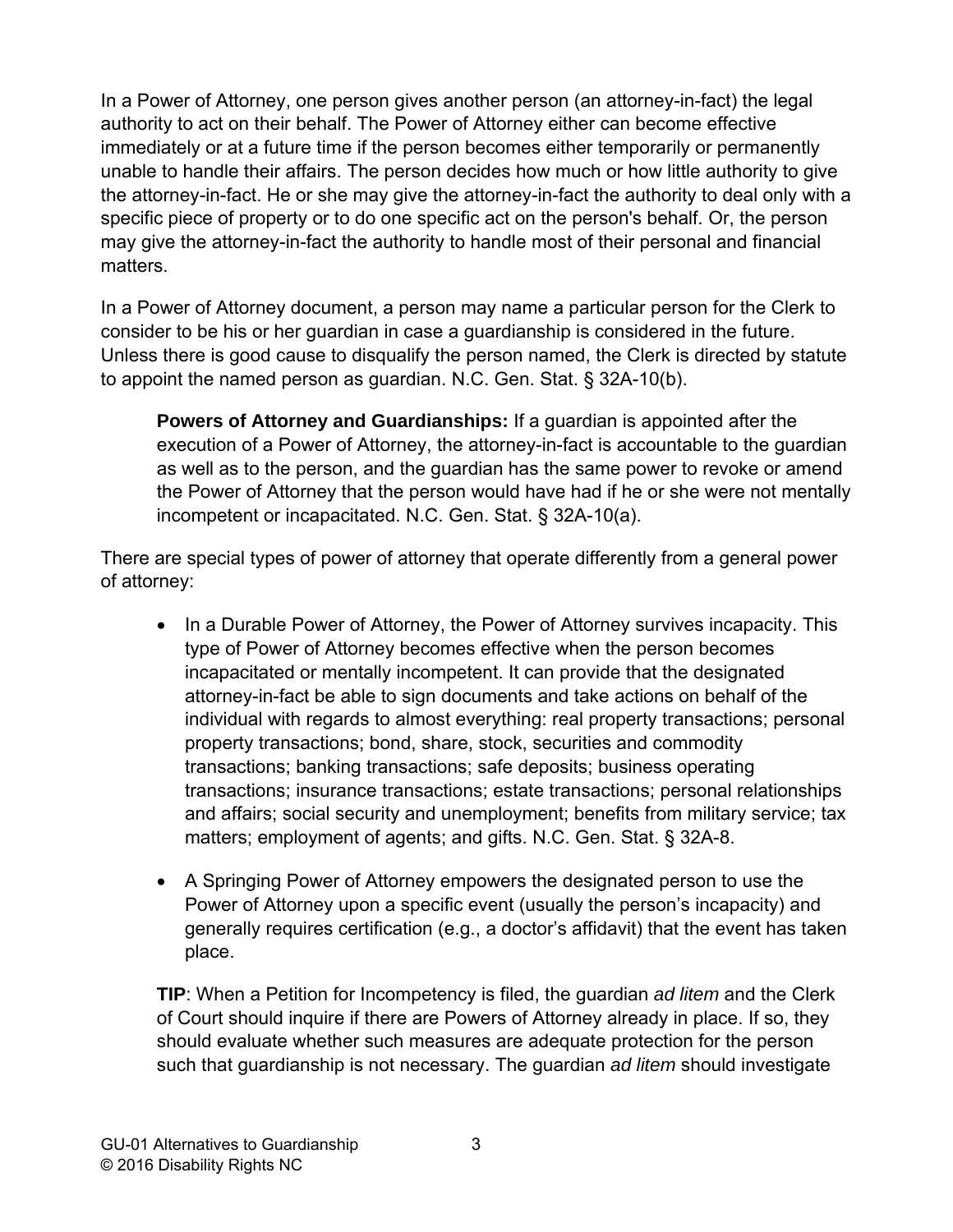In a Power of Attorney, one person gives another person (an attorney-in-fact) the legal authority to act on their behalf. The Power of Attorney either can become effective immediately or at a future time if the person becomes either temporarily or permanently unable to handle their affairs. The person decides how much or how little authority to give the attorney-in-fact. He or she may give the attorney-in-fact the authority to deal only with a specific piece of property or to do one specific act on the person's behalf. Or, the person may give the attorney-in-fact the authority to handle most of their personal and financial matters.

In a Power of Attorney document, a person may name a particular person for the Clerk to consider to be his or her guardian in case a guardianship is considered in the future. Unless there is good cause to disqualify the person named, the Clerk is directed by statute to appoint the named person as guardian. N.C. Gen. Stat. § 32A-10(b).

> **Powers of Attorney and Guardianships:** If a guardian is appointed after the execution of a Power of Attorney, the attorney-in-fact is accountable to the guardian as well as to the person, and the guardian has the same power to revoke or amend the Power of Attorney that the person would have had if he or she were not mentally incompetent or incapacitated. N.C. Gen. Stat. § 32A-10(a).

There are special types of power of attorney that operate differently from a general power of attorney:

- In a Durable Power of Attorney, the Power of Attorney survives incapacity. This type of Power of Attorney becomes effective when the person becomes incapacitated or mentally incompetent. It can provide that the designated attorney-in-fact be able to sign documents and take actions on behalf of the individual with regards to almost everything: real property transactions; personal property transactions; bond, share, stock, securities and commodity transactions; banking transactions; safe deposits; business operating transactions; insurance transactions; estate transactions; personal relationships and affairs; social security and unemployment; benefits from military service; tax matters; employment of agents; and gifts. N.C. Gen. Stat. § 32A-8.
- A Springing Power of Attorney empowers the designated person to use the Power of Attorney upon a specific event (usually the person's incapacity) and generally requires certification (e.g., a doctor's affidavit) that the event has taken place.

> **TIP**: When a Petition for Incompetency is filed, the guardian *ad litem* and the Clerk of Court should inquire if there are Powers of Attorney already in place. If so, they should evaluate whether such measures are adequate protection for the person such that guardianship is not necessary. The guardian *ad litem* should investigate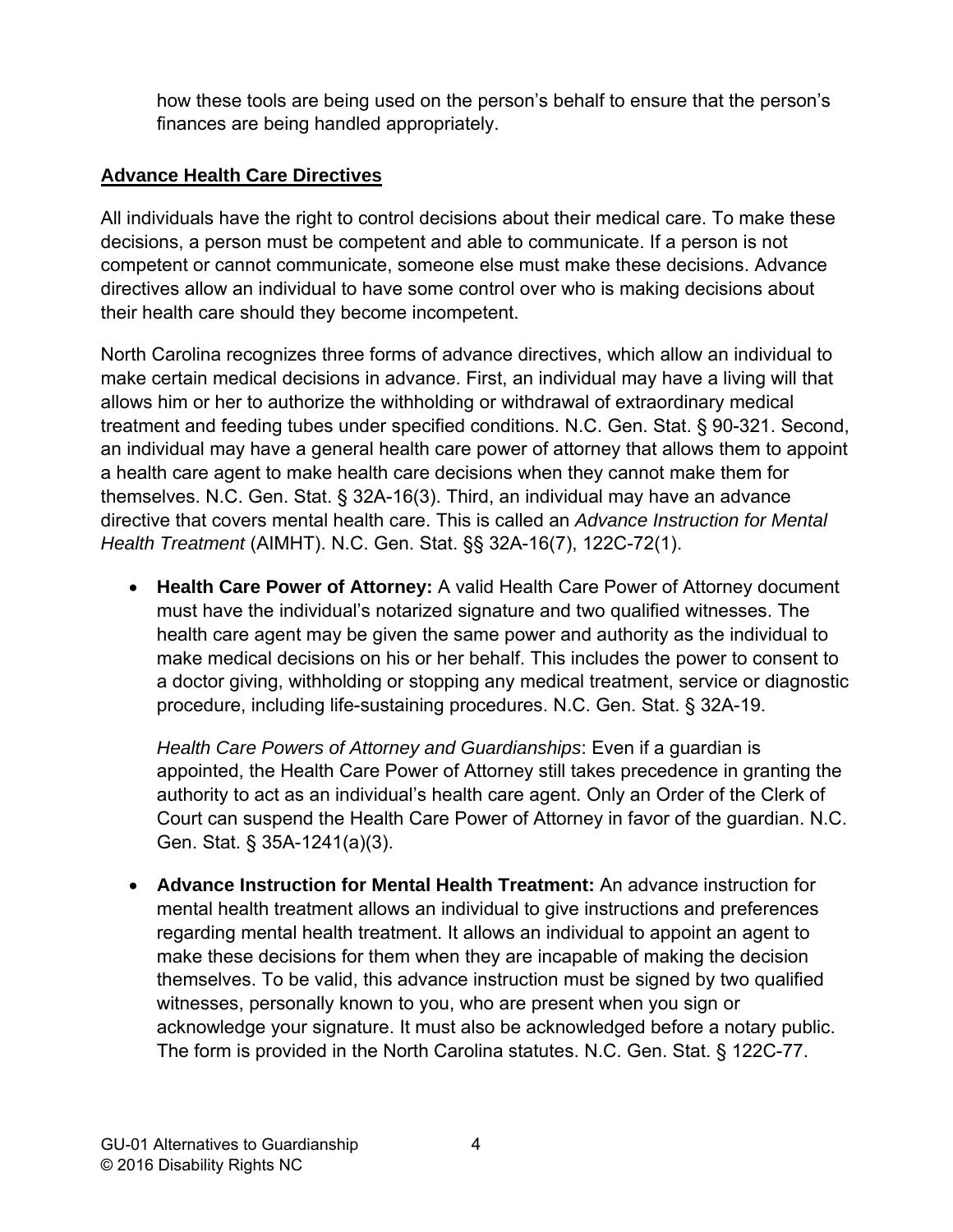how these tools are being used on the person's behalf to ensure that the person's finances are being handled appropriately.

## Advance Health Care Directives

All individuals have the right to control decisions about their medical care. To make these decisions, a person must be competent and able to communicate. If a person is not competent or cannot communicate, someone else must make these decisions. Advance directives allow an individual to have some control over who is making decisions about their health care should they become incompetent.

North Carolina recognizes three forms of advance directives, which allow an individual to make certain medical decisions in advance. First, an individual may have a living will that allows him or her to authorize the withholding or withdrawal of extraordinary medical treatment and feeding tubes under specified conditions. N.C. Gen. Stat. § 90-321. Second, an individual may have a general health care power of attorney that allows them to appoint a health care agent to make health care decisions when they cannot make them for themselves. N.C. Gen. Stat. § 32A-16(3). Third, an individual may have an advance directive that covers mental health care. This is called an *Advance Instruction for Mental Health Treatment* (AIMHT). N.C. Gen. Stat. §§ 32A-16(7), 122C-72(1).

- **Health Care Power of Attorney:** A valid Health Care Power of Attorney document must have the individual's notarized signature and two qualified witnesses. The health care agent may be given the same power and authority as the individual to make medical decisions on his or her behalf. This includes the power to consent to a doctor giving, withholding or stopping any medical treatment, service or diagnostic procedure, including life-sustaining procedures. N.C. Gen. Stat. § 32A-19.

  *Health Care Powers of Attorney and Guardianships*: Even if a guardian is appointed, the Health Care Power of Attorney still takes precedence in granting the authority to act as an individual's health care agent. Only an Order of the Clerk of Court can suspend the Health Care Power of Attorney in favor of the guardian. N.C. Gen. Stat. § 35A-1241(a)(3).

- **Advance Instruction for Mental Health Treatment:** An advance instruction for mental health treatment allows an individual to give instructions and preferences regarding mental health treatment. It allows an individual to appoint an agent to make these decisions for them when they are incapable of making the decision themselves. To be valid, this advance instruction must be signed by two qualified witnesses, personally known to you, who are present when you sign or acknowledge your signature. It must also be acknowledged before a notary public. The form is provided in the North Carolina statutes. N.C. Gen. Stat. § 122C-77.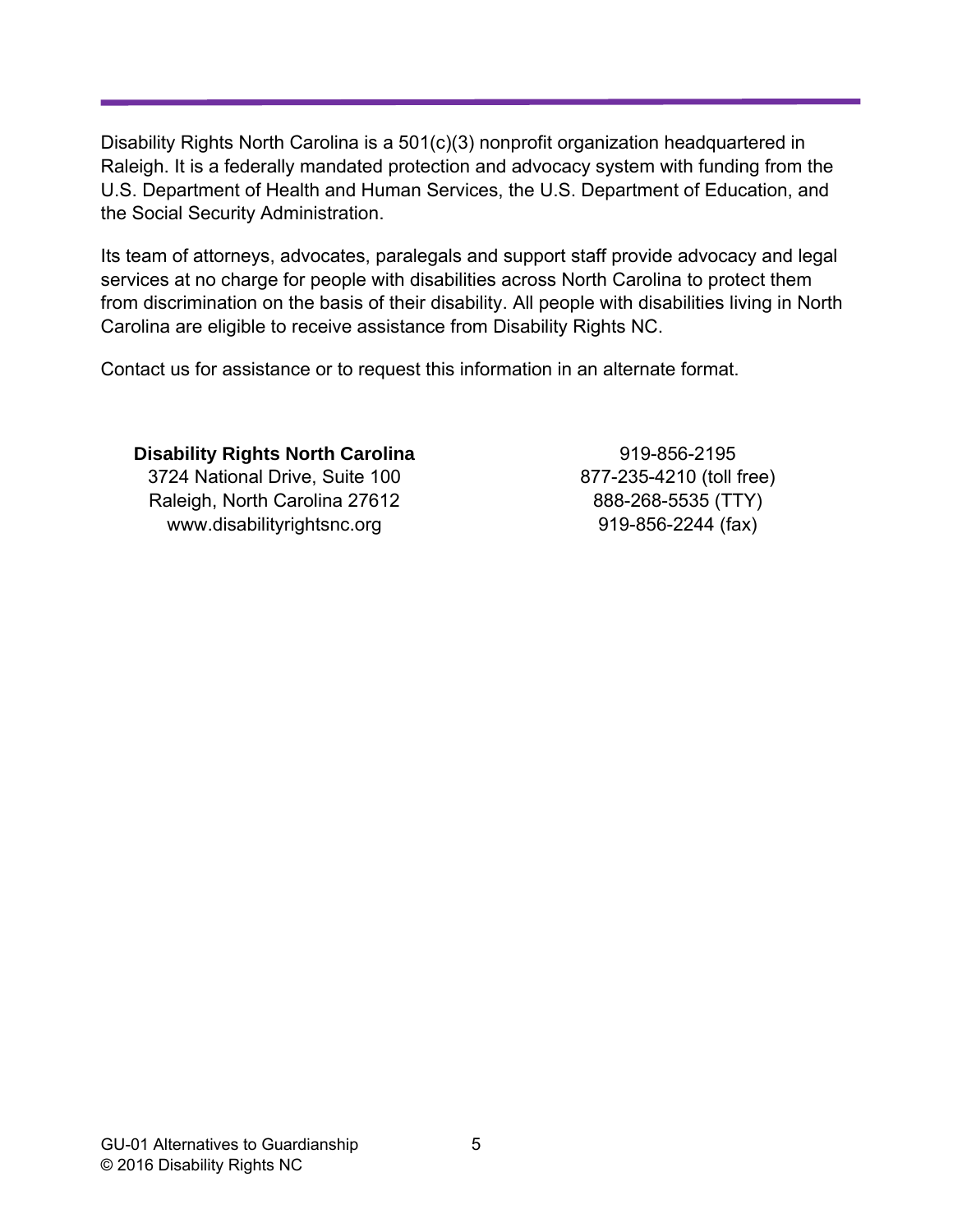Disability Rights North Carolina is a 501(c)(3) nonprofit organization headquartered in Raleigh. It is a federally mandated protection and advocacy system with funding from the U.S. Department of Health and Human Services, the U.S. Department of Education, and the Social Security Administration.

Its team of attorneys, advocates, paralegals and support staff provide advocacy and legal services at no charge for people with disabilities across North Carolina to protect them from discrimination on the basis of their disability. All people with disabilities living in North Carolina are eligible to receive assistance from Disability Rights NC.

Contact us for assistance or to request this information in an alternate format.

**Disability Rights North Carolina**
3724 National Drive, Suite 100
Raleigh, North Carolina 27612
www.disabilityrightsnc.org

919-856-2195
877-235-4210 (toll free)
888-268-5535 (TTY)
919-856-2244 (fax)